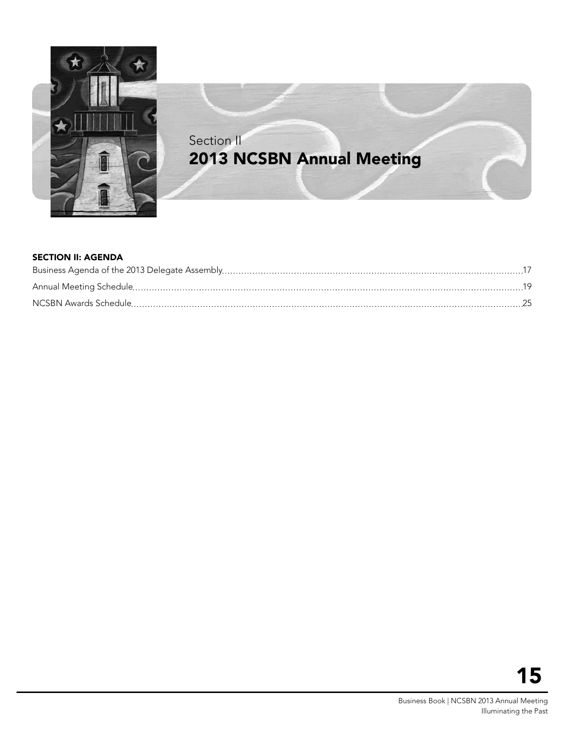Section II

# 2013 NCSBN Annual Meeting

## SECTION II: AGENDA

Business Agenda of the 2013 Delegate Assembly .......... 17

Annual Meeting Schedule .......... 19

NCSBN Awards Schedule .......... 25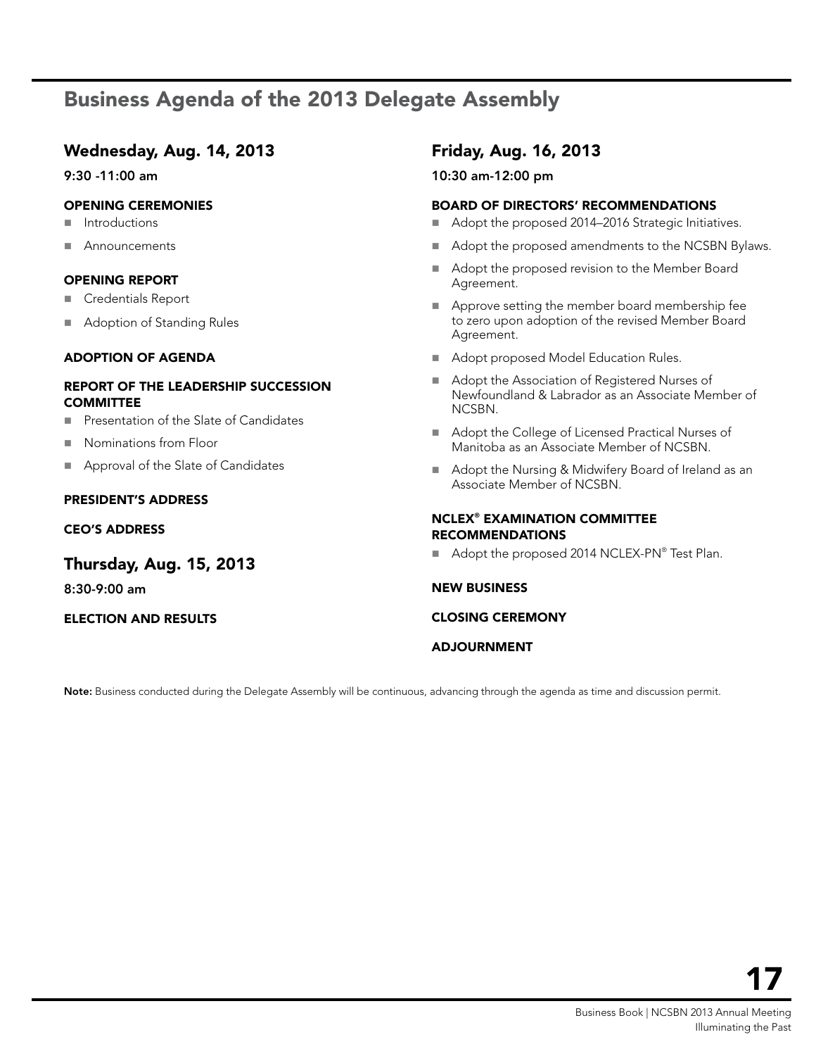# Business Agenda of the 2013 Delegate Assembly

## Wednesday, Aug. 14, 2013

**9:30 -11:00 am**

### OPENING CEREMONIES

- Introductions
- Announcements

### OPENING REPORT

- Credentials Report
- Adoption of Standing Rules

### ADOPTION OF AGENDA

### REPORT OF THE LEADERSHIP SUCCESSION COMMITTEE

- Presentation of the Slate of Candidates
- Nominations from Floor
- Approval of the Slate of Candidates

### PRESIDENT'S ADDRESS

### CEO'S ADDRESS

## Thursday, Aug. 15, 2013

**8:30-9:00 am**

### ELECTION AND RESULTS

## Friday, Aug. 16, 2013

**10:30 am-12:00 pm**

### BOARD OF DIRECTORS' RECOMMENDATIONS

- Adopt the proposed 2014–2016 Strategic Initiatives.
- Adopt the proposed amendments to the NCSBN Bylaws.
- Adopt the proposed revision to the Member Board Agreement.
- Approve setting the member board membership fee to zero upon adoption of the revised Member Board Agreement.
- Adopt proposed Model Education Rules.
- Adopt the Association of Registered Nurses of Newfoundland & Labrador as an Associate Member of NCSBN.
- Adopt the College of Licensed Practical Nurses of Manitoba as an Associate Member of NCSBN.
- Adopt the Nursing & Midwifery Board of Ireland as an Associate Member of NCSBN.

### NCLEX® EXAMINATION COMMITTEE RECOMMENDATIONS

- Adopt the proposed 2014 NCLEX-PN® Test Plan.

### NEW BUSINESS

### CLOSING CEREMONY

### ADJOURNMENT

**Note:** Business conducted during the Delegate Assembly will be continuous, advancing through the agenda as time and discussion permit.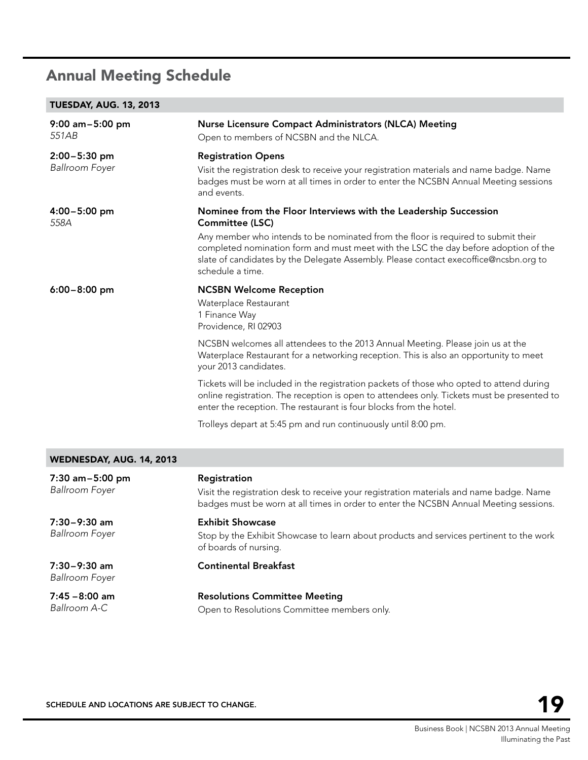## Annual Meeting Schedule

### TUESDAY, AUG. 13, 2013

**9:00 am–5:00 pm**
*551AB*

**Nurse Licensure Compact Administrators (NLCA) Meeting**
Open to members of NCSBN and the NLCA.

**2:00–5:30 pm**
*Ballroom Foyer*

**Registration Opens**
Visit the registration desk to receive your registration materials and name badge. Name badges must be worn at all times in order to enter the NCSBN Annual Meeting sessions and events.

**4:00–5:00 pm**
*558A*

**Nominee from the Floor Interviews with the Leadership Succession Committee (LSC)**
Any member who intends to be nominated from the floor is required to submit their completed nomination form and must meet with the LSC the day before adoption of the slate of candidates by the Delegate Assembly. Please contact execoffice@ncsbn.org to schedule a time.

**6:00–8:00 pm**

**NCSBN Welcome Reception**
Waterplace Restaurant
1 Finance Way
Providence, RI 02903

NCSBN welcomes all attendees to the 2013 Annual Meeting. Please join us at the Waterplace Restaurant for a networking reception. This is also an opportunity to meet your 2013 candidates.

Tickets will be included in the registration packets of those who opted to attend during online registration. The reception is open to attendees only. Tickets must be presented to enter the reception. The restaurant is four blocks from the hotel.

Trolleys depart at 5:45 pm and run continuously until 8:00 pm.

### WEDNESDAY, AUG. 14, 2013

**7:30 am–5:00 pm**
*Ballroom Foyer*

**Registration**
Visit the registration desk to receive your registration materials and name badge. Name badges must be worn at all times in order to enter the NCSBN Annual Meeting sessions.

**7:30–9:30 am**
*Ballroom Foyer*

**Exhibit Showcase**
Stop by the Exhibit Showcase to learn about products and services pertinent to the work of boards of nursing.

**7:30–9:30 am**
*Ballroom Foyer*

**Continental Breakfast**

**7:45 –8:00 am**
*Ballroom A-C*

**Resolutions Committee Meeting**
Open to Resolutions Committee members only.

SCHEDULE AND LOCATIONS ARE SUBJECT TO CHANGE.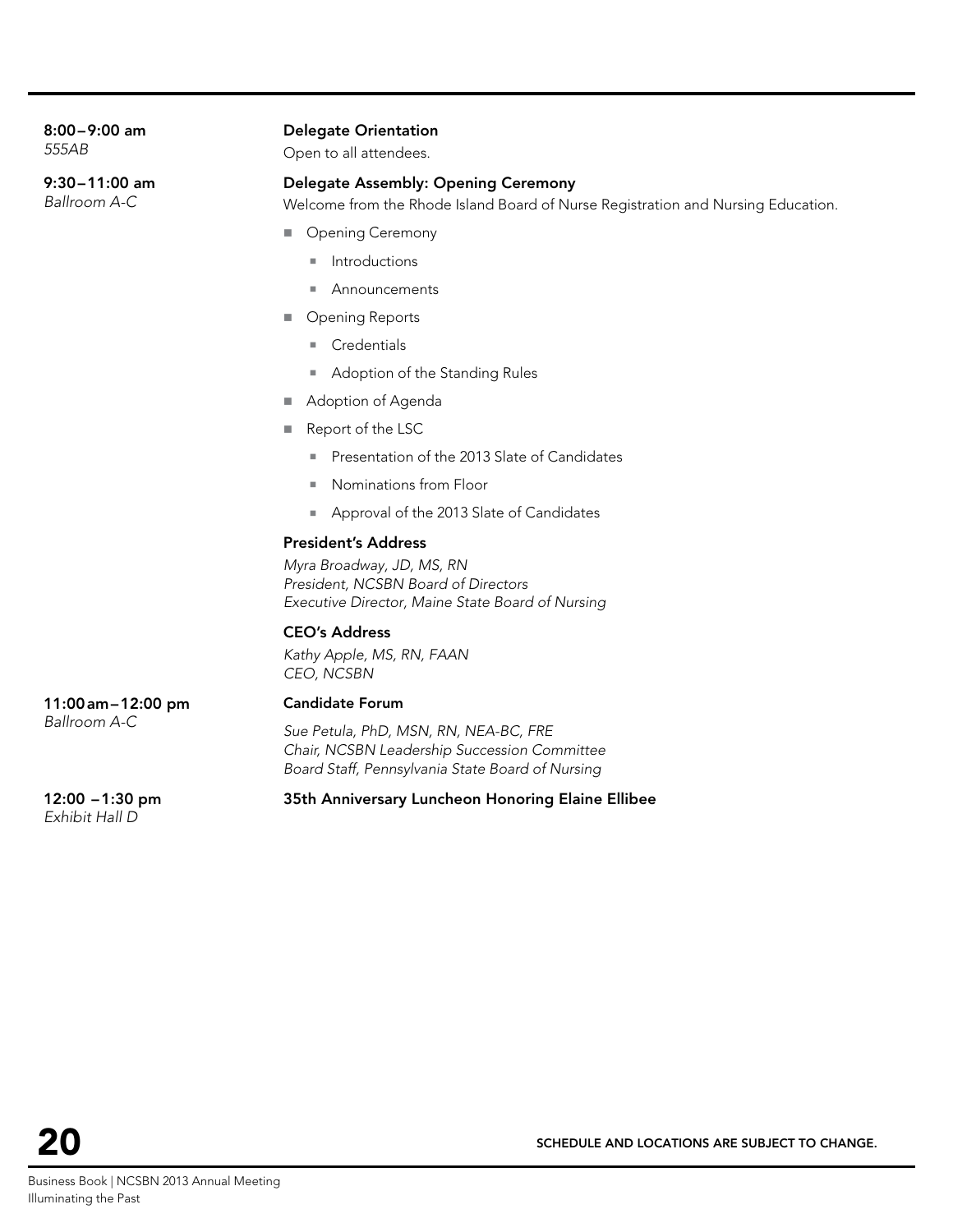**8:00–9:00 am**
*555AB*

**Delegate Orientation**

Open to all attendees.

**9:30–11:00 am**
*Ballroom A-C*

**Delegate Assembly: Opening Ceremony**

Welcome from the Rhode Island Board of Nurse Registration and Nursing Education.

- Opening Ceremony
  - Introductions
  - Announcements
- Opening Reports
  - Credentials
  - Adoption of the Standing Rules
- Adoption of Agenda
- Report of the LSC
  - Presentation of the 2013 Slate of Candidates
  - Nominations from Floor
  - Approval of the 2013 Slate of Candidates

**President's Address**

*Myra Broadway, JD, MS, RN*
*President, NCSBN Board of Directors*
*Executive Director, Maine State Board of Nursing*

**CEO's Address**

*Kathy Apple, MS, RN, FAAN*
*CEO, NCSBN*

**11:00 am–12:00 pm**
*Ballroom A-C*

**Candidate Forum**

*Sue Petula, PhD, MSN, RN, NEA-BC, FRE*
*Chair, NCSBN Leadership Succession Committee*
*Board Staff, Pennsylvania State Board of Nursing*

**12:00 –1:30 pm**
*Exhibit Hall D*

**35th Anniversary Luncheon Honoring Elaine Ellibee**

SCHEDULE AND LOCATIONS ARE SUBJECT TO CHANGE.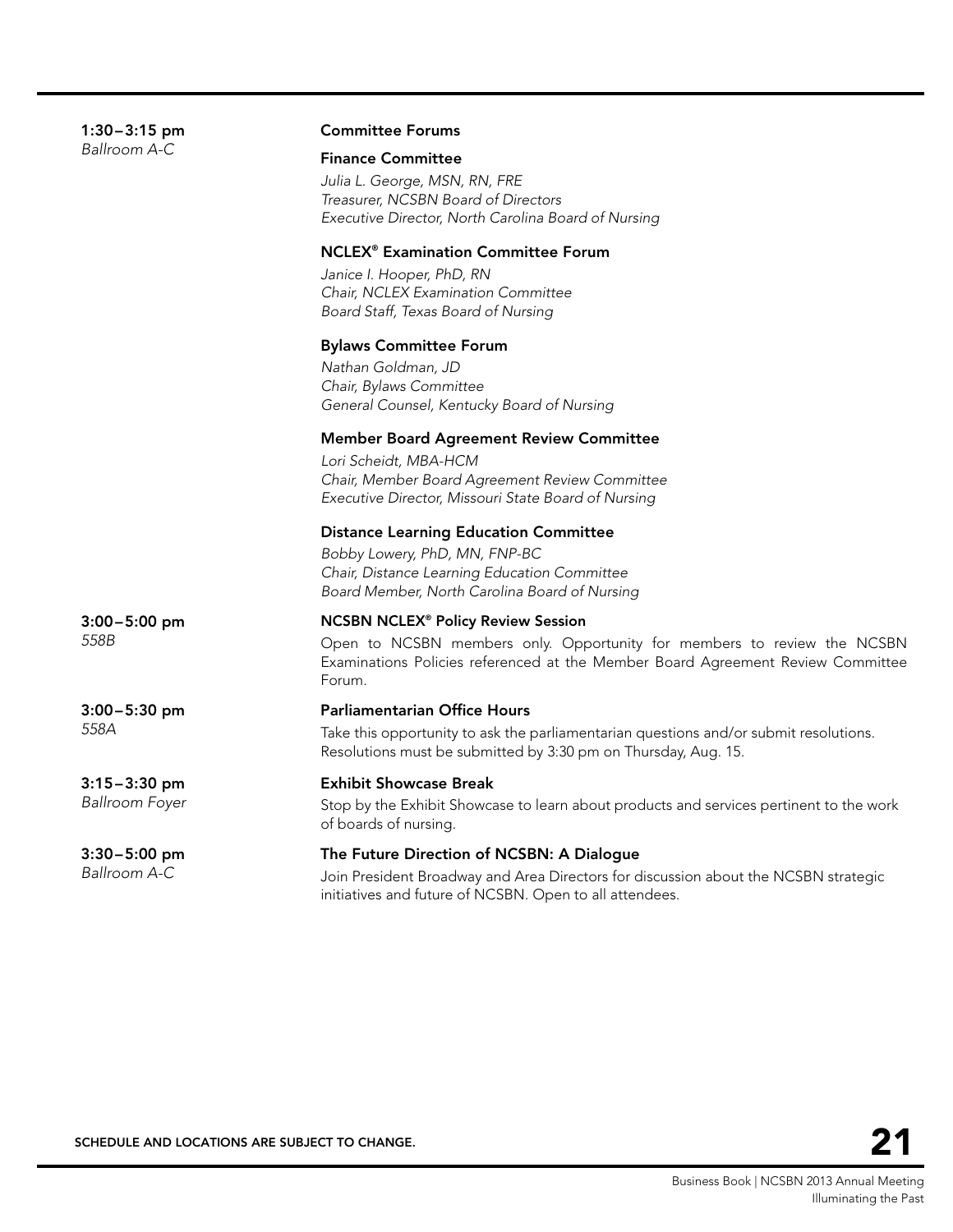**1:30–3:15 pm**
*Ballroom A-C*

**Committee Forums**

**Finance Committee**

*Julia L. George, MSN, RN, FRE*
*Treasurer, NCSBN Board of Directors*
*Executive Director, North Carolina Board of Nursing*

**NCLEX® Examination Committee Forum**

*Janice I. Hooper, PhD, RN*
*Chair, NCLEX Examination Committee*
*Board Staff, Texas Board of Nursing*

**Bylaws Committee Forum**

*Nathan Goldman, JD*
*Chair, Bylaws Committee*
*General Counsel, Kentucky Board of Nursing*

**Member Board Agreement Review Committee**

*Lori Scheidt, MBA-HCM*
*Chair, Member Board Agreement Review Committee*
*Executive Director, Missouri State Board of Nursing*

**Distance Learning Education Committee**

*Bobby Lowery, PhD, MN, FNP-BC*
*Chair, Distance Learning Education Committee*
*Board Member, North Carolina Board of Nursing*

**3:00–5:00 pm**
*558B*

**NCSBN NCLEX® Policy Review Session**

Open to NCSBN members only. Opportunity for members to review the NCSBN Examinations Policies referenced at the Member Board Agreement Review Committee Forum.

**3:00–5:30 pm**
*558A*

**Parliamentarian Office Hours**

Take this opportunity to ask the parliamentarian questions and/or submit resolutions. Resolutions must be submitted by 3:30 pm on Thursday, Aug. 15.

**3:15–3:30 pm**
*Ballroom Foyer*

**Exhibit Showcase Break**

Stop by the Exhibit Showcase to learn about products and services pertinent to the work of boards of nursing.

**3:30–5:00 pm**
*Ballroom A-C*

**The Future Direction of NCSBN: A Dialogue**

Join President Broadway and Area Directors for discussion about the NCSBN strategic initiatives and future of NCSBN. Open to all attendees.

SCHEDULE AND LOCATIONS ARE SUBJECT TO CHANGE.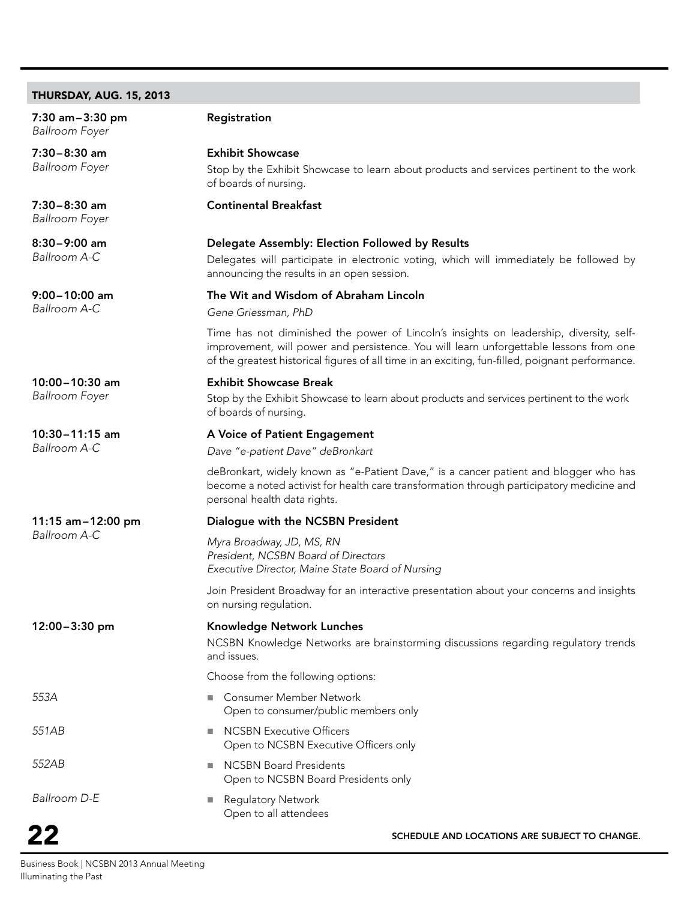## THURSDAY, AUG. 15, 2013

**7:30 am – 3:30 pm**
*Ballroom Foyer*

**Registration**

**7:30 – 8:30 am**
*Ballroom Foyer*

**Exhibit Showcase**

Stop by the Exhibit Showcase to learn about products and services pertinent to the work of boards of nursing.

**7:30 – 8:30 am**
*Ballroom Foyer*

**Continental Breakfast**

**8:30 – 9:00 am**
*Ballroom A-C*

**Delegate Assembly: Election Followed by Results**

Delegates will participate in electronic voting, which will immediately be followed by announcing the results in an open session.

**9:00 – 10:00 am**
*Ballroom A-C*

**The Wit and Wisdom of Abraham Lincoln**

*Gene Griessman, PhD*

Time has not diminished the power of Lincoln's insights on leadership, diversity, self-improvement, will power and persistence. You will learn unforgettable lessons from one of the greatest historical figures of all time in an exciting, fun-filled, poignant performance.

**10:00 – 10:30 am**
*Ballroom Foyer*

**Exhibit Showcase Break**

Stop by the Exhibit Showcase to learn about products and services pertinent to the work of boards of nursing.

**10:30 – 11:15 am**
*Ballroom A-C*

**A Voice of Patient Engagement**

*Dave "e-patient Dave" deBronkart*

deBronkart, widely known as "e-Patient Dave," is a cancer patient and blogger who has become a noted activist for health care transformation through participatory medicine and personal health data rights.

**11:15 am – 12:00 pm**
*Ballroom A-C*

**Dialogue with the NCSBN President**

*Myra Broadway, JD, MS, RN*
*President, NCSBN Board of Directors*
*Executive Director, Maine State Board of Nursing*

Join President Broadway for an interactive presentation about your concerns and insights on nursing regulation.

**12:00 – 3:30 pm**

**Knowledge Network Lunches**

NCSBN Knowledge Networks are brainstorming discussions regarding regulatory trends and issues.

Choose from the following options:

- *553A* — Consumer Member Network
  Open to consumer/public members only
- *551AB* — NCSBN Executive Officers
  Open to NCSBN Executive Officers only
- *552AB* — NCSBN Board Presidents
  Open to NCSBN Board Presidents only
- *Ballroom D-E* — Regulatory Network
  Open to all attendees

SCHEDULE AND LOCATIONS ARE SUBJECT TO CHANGE.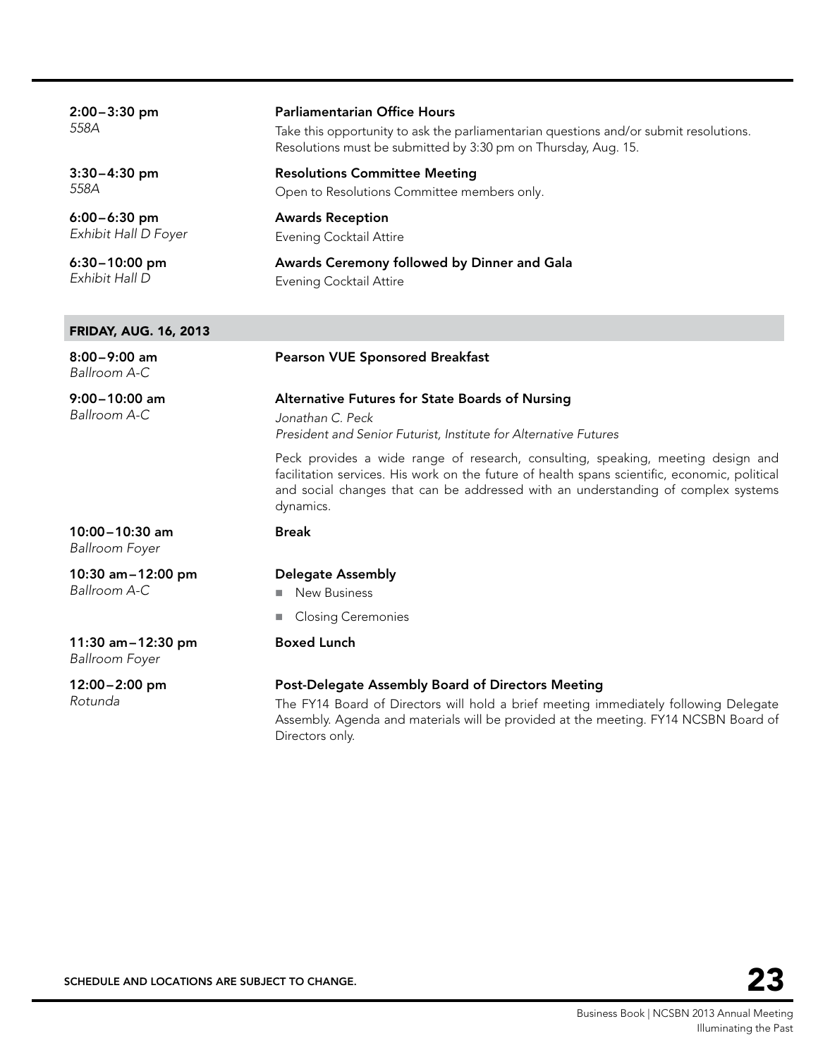**2:00–3:30 pm**
*558A*

**Parliamentarian Office Hours**

Take this opportunity to ask the parliamentarian questions and/or submit resolutions. Resolutions must be submitted by 3:30 pm on Thursday, Aug. 15.

**3:30–4:30 pm**
*558A*

**Resolutions Committee Meeting**

Open to Resolutions Committee members only.

**6:00–6:30 pm**
*Exhibit Hall D Foyer*

**Awards Reception**

Evening Cocktail Attire

**6:30–10:00 pm**
*Exhibit Hall D*

**Awards Ceremony followed by Dinner and Gala**

Evening Cocktail Attire

## FRIDAY, AUG. 16, 2013

**8:00–9:00 am**
*Ballroom A-C*

**Pearson VUE Sponsored Breakfast**

**9:00–10:00 am**
*Ballroom A-C*

**Alternative Futures for State Boards of Nursing**

*Jonathan C. Peck*
*President and Senior Futurist, Institute for Alternative Futures*

Peck provides a wide range of research, consulting, speaking, meeting design and facilitation services. His work on the future of health spans scientific, economic, political and social changes that can be addressed with an understanding of complex systems dynamics.

**10:00–10:30 am**
*Ballroom Foyer*

**Break**

**10:30 am–12:00 pm**
*Ballroom A-C*

**Delegate Assembly**

- New Business
- Closing Ceremonies

**11:30 am–12:30 pm**
*Ballroom Foyer*

**Boxed Lunch**

**12:00–2:00 pm**
*Rotunda*

**Post-Delegate Assembly Board of Directors Meeting**

The FY14 Board of Directors will hold a brief meeting immediately following Delegate Assembly. Agenda and materials will be provided at the meeting. FY14 NCSBN Board of Directors only.

SCHEDULE AND LOCATIONS ARE SUBJECT TO CHANGE.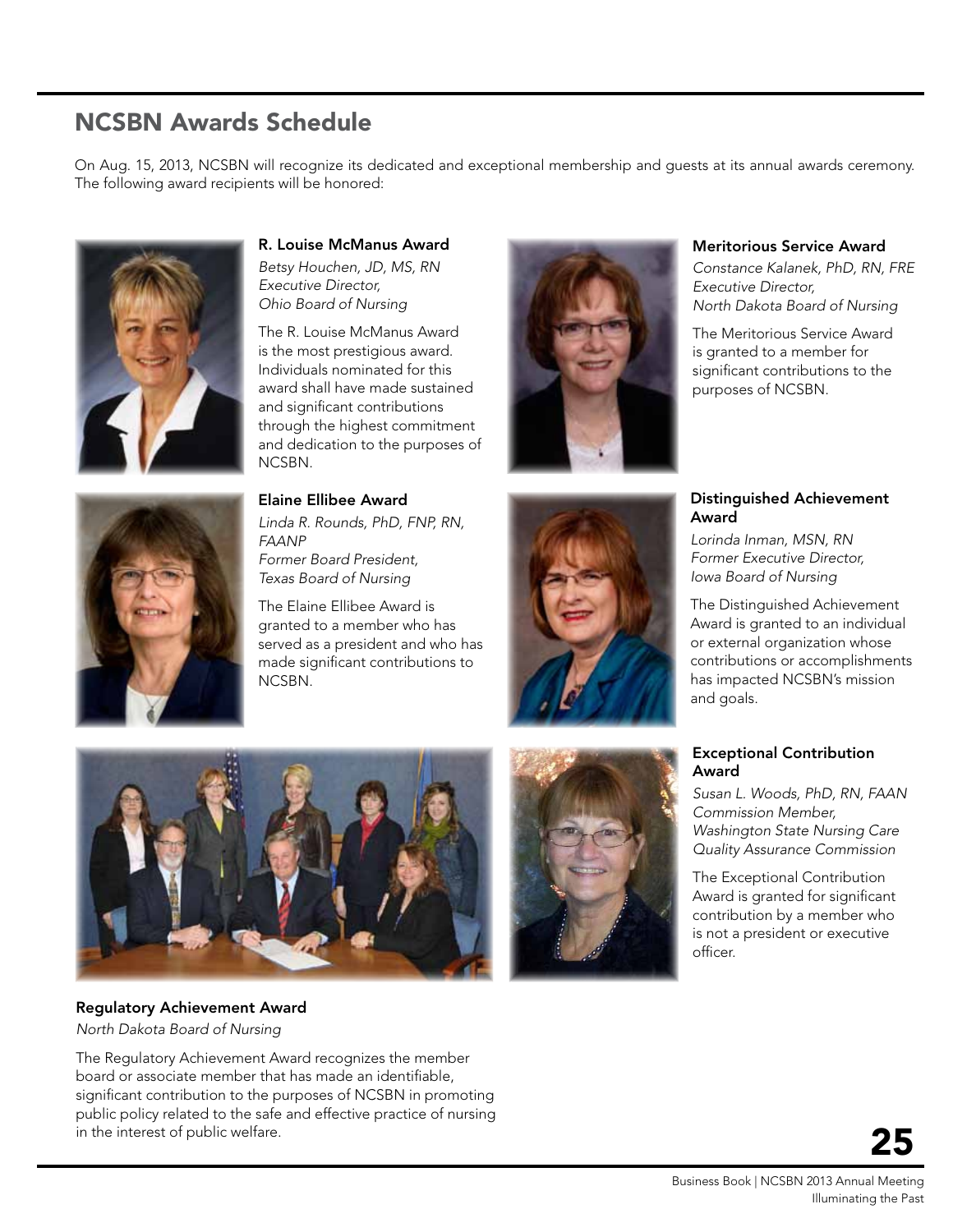## NCSBN Awards Schedule

On Aug. 15, 2013, NCSBN will recognize its dedicated and exceptional membership and guests at its annual awards ceremony. The following award recipients will be honored:

### R. Louise McManus Award

*Betsy Houchen, JD, MS, RN*
*Executive Director,*
*Ohio Board of Nursing*

The R. Louise McManus Award is the most prestigious award. Individuals nominated for this award shall have made sustained and significant contributions through the highest commitment and dedication to the purposes of NCSBN.

### Elaine Ellibee Award

*Linda R. Rounds, PhD, FNP, RN, FAANP*
*Former Board President,*
*Texas Board of Nursing*

The Elaine Ellibee Award is granted to a member who has served as a president and who has made significant contributions to NCSBN.

### Regulatory Achievement Award

*North Dakota Board of Nursing*

The Regulatory Achievement Award recognizes the member board or associate member that has made an identifiable, significant contribution to the purposes of NCSBN in promoting public policy related to the safe and effective practice of nursing in the interest of public welfare.

### Meritorious Service Award

*Constance Kalanek, PhD, RN, FRE*
*Executive Director,*
*North Dakota Board of Nursing*

The Meritorious Service Award is granted to a member for significant contributions to the purposes of NCSBN.

### Distinguished Achievement Award

*Lorinda Inman, MSN, RN*
*Former Executive Director,*
*Iowa Board of Nursing*

The Distinguished Achievement Award is granted to an individual or external organization whose contributions or accomplishments has impacted NCSBN's mission and goals.

### Exceptional Contribution Award

*Susan L. Woods, PhD, RN, FAAN*
*Commission Member,*
*Washington State Nursing Care Quality Assurance Commission*

The Exceptional Contribution Award is granted for significant contribution by a member who is not a president or executive officer.